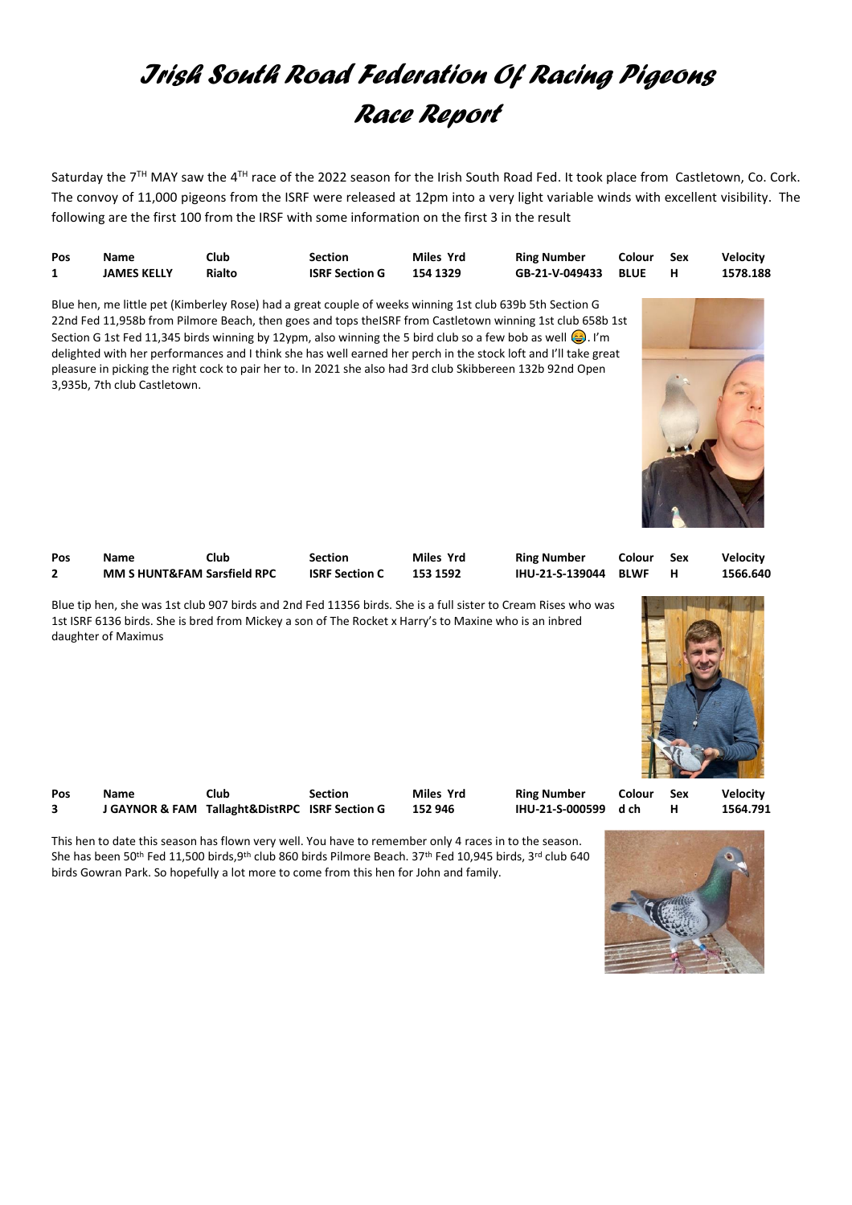# Irish South Road Federation Of Racing Pigeons Race Report

Saturday the 7TH MAY saw the 4TH race of the 2022 season for the Irish South Road Fed. It took place from Castletown, Co. Cork. The convoy of 11,000 pigeons from the ISRF were released at 12pm into a very light variable winds with excellent visibility. The following are the first 100 from the IRSF with some information on the first 3 in the result

| Pos | Name | Club | Section | Miles Yrd | Ring Number | Colour | Sex | Velocity |
|---|---|---|---|---|---|---|---|---|
| 1 | JAMES KELLY | Rialto | ISRF Section G | 154 1329 | GB-21-V-049433 | BLUE | H | 1578.188 |

Blue hen, me little pet (Kimberley Rose) had a great couple of weeks winning 1st club 639b 5th Section G 22nd Fed 11,958b from Pilmore Beach, then goes and tops theISRF from Castletown winning 1st club 658b 1st Section G 1st Fed 11,345 birds winning by 12ypm, also winning the 5 bird club so a few bob as well 😂. I'm delighted with her performances and I think she has well earned her perch in the stock loft and I'll take great pleasure in picking the right cock to pair her to. In 2021 she also had 3rd club Skibbereen 132b 92nd Open 3,935b, 7th club Castletown.

| Pos | Name | Club | Section | Miles Yrd | Ring Number | Colour | Sex | Velocity |
|---|---|---|---|---|---|---|---|---|
| 2 | MM S HUNT&FAM | Sarsfield RPC | ISRF Section C | 153 1592 | IHU-21-S-139044 | BLWF | H | 1566.640 |

Blue tip hen, she was 1st club 907 birds and 2nd Fed 11356 birds. She is a full sister to Cream Rises who was 1st ISRF 6136 birds. She is bred from Mickey a son of The Rocket x Harry's to Maxine who is an inbred daughter of Maximus

| Pos | Name | Club | Section | Miles Yrd | Ring Number | Colour | Sex | Velocity |
|---|---|---|---|---|---|---|---|---|
| 3 | J GAYNOR & FAM | Tallaght&DistRPC | ISRF Section G | 152 946 | IHU-21-S-000599 | d ch | H | 1564.791 |

This hen to date this season has flown very well. You have to remember only 4 races in to the season. She has been 50th Fed 11,500 birds,9th club 860 birds Pilmore Beach. 37th Fed 10,945 birds, 3rd club 640 birds Gowran Park. So hopefully a lot more to come from this hen for John and family.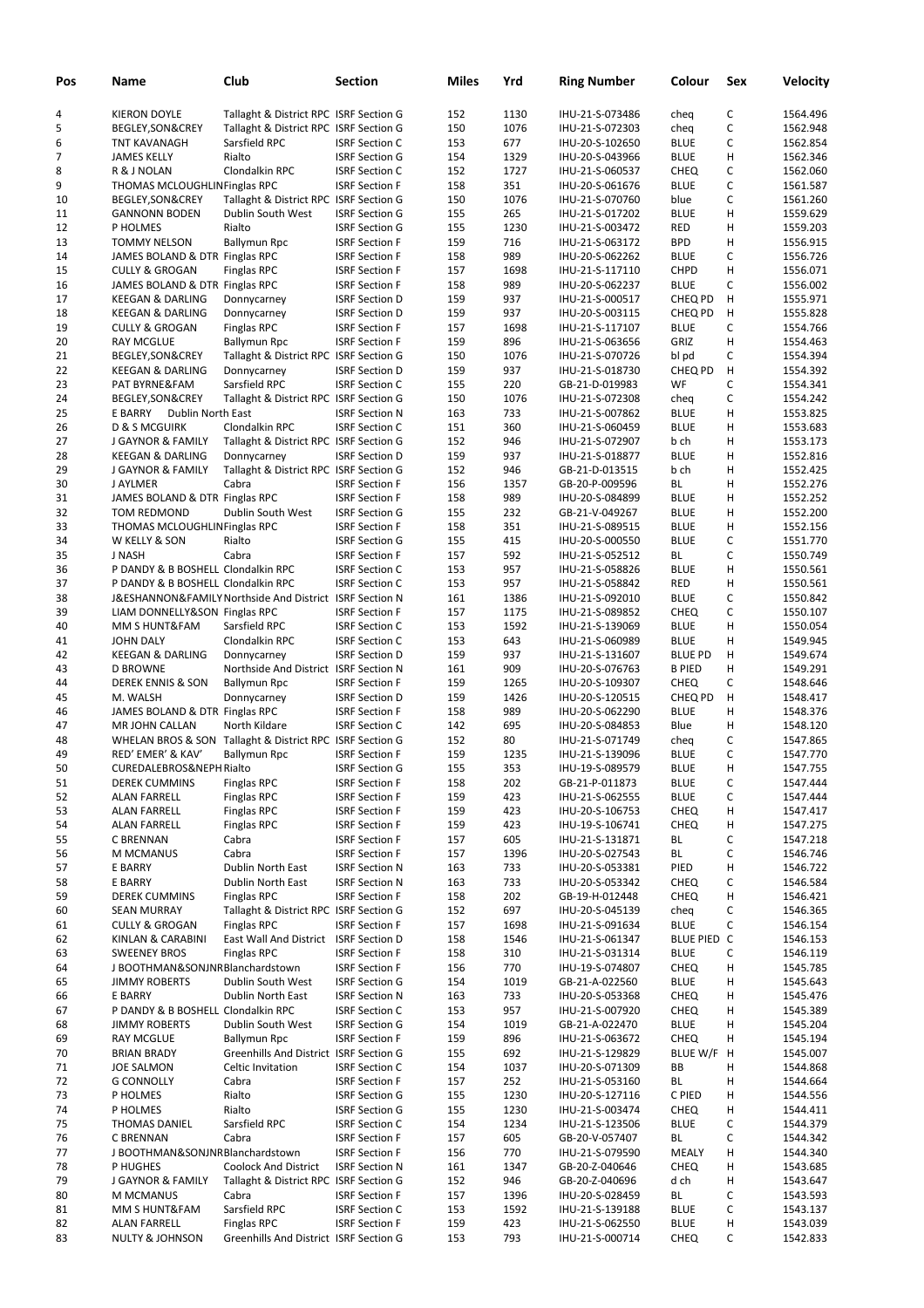| Pos | Name | Club | Section | Miles | Yrd | Ring Number | Colour | Sex | Velocity |
|---|---|---|---|---|---|---|---|---|---|
| 4 | KIERON DOYLE | Tallaght & District RPC | ISRF Section G | 152 | 1130 | IHU-21-S-073486 | cheq | C | 1564.496 |
| 5 | BEGLEY,SON&CREY | Tallaght & District RPC | ISRF Section G | 150 | 1076 | IHU-21-S-072303 | cheq | C | 1562.948 |
| 6 | TNT KAVANAGH | Sarsfield RPC | ISRF Section C | 153 | 677 | IHU-20-S-102650 | BLUE | C | 1562.854 |
| 7 | JAMES KELLY | Rialto | ISRF Section G | 154 | 1329 | IHU-20-S-043966 | BLUE | H | 1562.346 |
| 8 | R & J NOLAN | Clondalkin RPC | ISRF Section C | 152 | 1727 | IHU-21-S-060537 | CHEQ | C | 1562.060 |
| 9 | THOMAS MCLOUGHLIN | Finglas RPC | ISRF Section F | 158 | 351 | IHU-20-S-061676 | BLUE | C | 1561.587 |
| 10 | BEGLEY,SON&CREY | Tallaght & District RPC | ISRF Section G | 150 | 1076 | IHU-21-S-070760 | blue | C | 1561.260 |
| 11 | GANNONN BODEN | Dublin South West | ISRF Section G | 155 | 265 | IHU-21-S-017202 | BLUE | H | 1559.629 |
| 12 | P HOLMES | Rialto | ISRF Section G | 155 | 1230 | IHU-21-S-003472 | RED | H | 1559.203 |
| 13 | TOMMY NELSON | Ballymun Rpc | ISRF Section F | 159 | 716 | IHU-21-S-063172 | BPD | H | 1556.915 |
| 14 | JAMES BOLAND & DTR | Finglas RPC | ISRF Section F | 158 | 989 | IHU-20-S-062262 | BLUE | C | 1556.726 |
| 15 | CULLY & GROGAN | Finglas RPC | ISRF Section F | 157 | 1698 | IHU-21-S-117110 | CHPD | H | 1556.071 |
| 16 | JAMES BOLAND & DTR | Finglas RPC | ISRF Section F | 158 | 989 | IHU-20-S-062237 | BLUE | C | 1556.002 |
| 17 | KEEGAN & DARLING | Donnycarney | ISRF Section D | 159 | 937 | IHU-21-S-000517 | CHEQ PD | H | 1555.971 |
| 18 | KEEGAN & DARLING | Donnycarney | ISRF Section D | 159 | 937 | IHU-20-S-003115 | CHEQ PD | H | 1555.828 |
| 19 | CULLY & GROGAN | Finglas RPC | ISRF Section F | 157 | 1698 | IHU-21-S-117107 | BLUE | C | 1554.766 |
| 20 | RAY MCGLUE | Ballymun Rpc | ISRF Section F | 159 | 896 | IHU-21-S-063656 | GRIZ | H | 1554.463 |
| 21 | BEGLEY,SON&CREY | Tallaght & District RPC | ISRF Section G | 150 | 1076 | IHU-21-S-070726 | bl pd | C | 1554.394 |
| 22 | KEEGAN & DARLING | Donnycarney | ISRF Section D | 159 | 937 | IHU-21-S-018730 | CHEQ PD | H | 1554.392 |
| 23 | PAT BYRNE&FAM | Sarsfield RPC | ISRF Section C | 155 | 220 | GB-21-D-019983 | WF | C | 1554.341 |
| 24 | BEGLEY,SON&CREY | Tallaght & District RPC | ISRF Section G | 150 | 1076 | IHU-21-S-072308 | cheq | C | 1554.242 |
| 25 | E BARRY | Dublin North East | ISRF Section N | 163 | 733 | IHU-21-S-007862 | BLUE | H | 1553.825 |
| 26 | D & S MCGUIRK | Clondalkin RPC | ISRF Section C | 151 | 360 | IHU-21-S-060459 | BLUE | H | 1553.683 |
| 27 | J GAYNOR & FAMILY | Tallaght & District RPC | ISRF Section G | 152 | 946 | IHU-21-S-072907 | b ch | H | 1553.173 |
| 28 | KEEGAN & DARLING | Donnycarney | ISRF Section D | 159 | 937 | IHU-21-S-018877 | BLUE | H | 1552.816 |
| 29 | J GAYNOR & FAMILY | Tallaght & District RPC | ISRF Section G | 152 | 946 | GB-21-D-013515 | b ch | H | 1552.425 |
| 30 | J AYLMER | Cabra | ISRF Section F | 156 | 1357 | GB-20-P-009596 | BL | H | 1552.276 |
| 31 | JAMES BOLAND & DTR | Finglas RPC | ISRF Section F | 158 | 989 | IHU-20-S-084899 | BLUE | H | 1552.252 |
| 32 | TOM REDMOND | Dublin South West | ISRF Section G | 155 | 232 | GB-21-V-049267 | BLUE | H | 1552.200 |
| 33 | THOMAS MCLOUGHLIN | Finglas RPC | ISRF Section F | 158 | 351 | IHU-21-S-089515 | BLUE | H | 1552.156 |
| 34 | W KELLY & SON | Rialto | ISRF Section G | 155 | 415 | IHU-20-S-000550 | BLUE | C | 1551.770 |
| 35 | J NASH | Cabra | ISRF Section F | 157 | 592 | IHU-21-S-052512 | BL | C | 1550.749 |
| 36 | P DANDY & B BOSHELL | Clondalkin RPC | ISRF Section C | 153 | 957 | IHU-21-S-058826 | BLUE | H | 1550.561 |
| 37 | P DANDY & B BOSHELL | Clondalkin RPC | ISRF Section C | 153 | 957 | IHU-21-S-058842 | RED | H | 1550.561 |
| 38 | J&ESHANNON&FAMILY | Northside And District | ISRF Section N | 161 | 1386 | IHU-21-S-092010 | BLUE | C | 1550.842 |
| 39 | LIAM DONNELLY&SON | Finglas RPC | ISRF Section F | 157 | 1175 | IHU-21-S-089852 | CHEQ | C | 1550.107 |
| 40 | MM S HUNT&FAM | Sarsfield RPC | ISRF Section C | 153 | 1592 | IHU-21-S-139069 | BLUE | H | 1550.054 |
| 41 | JOHN DALY | Clondalkin RPC | ISRF Section C | 153 | 643 | IHU-21-S-060989 | BLUE | H | 1549.945 |
| 42 | KEEGAN & DARLING | Donnycarney | ISRF Section D | 159 | 937 | IHU-21-S-131607 | BLUE PD | H | 1549.674 |
| 43 | D BROWNE | Northside And District | ISRF Section N | 161 | 909 | IHU-20-S-076763 | B PIED | H | 1549.291 |
| 44 | DEREK ENNIS & SON | Ballymun Rpc | ISRF Section F | 159 | 1265 | IHU-20-S-109307 | CHEQ | C | 1548.646 |
| 45 | M. WALSH | Donnycarney | ISRF Section D | 159 | 1426 | IHU-20-S-120515 | CHEQ PD | H | 1548.417 |
| 46 | JAMES BOLAND & DTR | Finglas RPC | ISRF Section F | 158 | 989 | IHU-20-S-062290 | BLUE | H | 1548.376 |
| 47 | MR JOHN CALLAN | North Kildare | ISRF Section C | 142 | 695 | IHU-20-S-084853 | Blue | H | 1548.120 |
| 48 | WHELAN BROS & SON | Tallaght & District RPC | ISRF Section G | 152 | 80 | IHU-21-S-071749 | cheq | C | 1547.865 |
| 49 | RED' EMER' & KAV' | Ballymun Rpc | ISRF Section F | 159 | 1235 | IHU-21-S-139096 | BLUE | C | 1547.770 |
| 50 | CUREDALEBROS&NEPH | Rialto | ISRF Section G | 155 | 353 | IHU-19-S-089579 | BLUE | H | 1547.755 |
| 51 | DEREK CUMMINS | Finglas RPC | ISRF Section F | 158 | 202 | GB-21-P-011873 | BLUE | C | 1547.444 |
| 52 | ALAN FARRELL | Finglas RPC | ISRF Section F | 159 | 423 | IHU-21-S-062555 | BLUE | C | 1547.444 |
| 53 | ALAN FARRELL | Finglas RPC | ISRF Section F | 159 | 423 | IHU-20-S-106753 | CHEQ | H | 1547.417 |
| 54 | ALAN FARRELL | Finglas RPC | ISRF Section F | 159 | 423 | IHU-19-S-106741 | CHEQ | H | 1547.275 |
| 55 | C BRENNAN | Cabra | ISRF Section F | 157 | 605 | IHU-21-S-131871 | BL | C | 1547.218 |
| 56 | M MCMANUS | Cabra | ISRF Section F | 157 | 1396 | IHU-20-S-027543 | BL | C | 1546.746 |
| 57 | E BARRY | Dublin North East | ISRF Section N | 163 | 733 | IHU-20-S-053381 | PIED | H | 1546.722 |
| 58 | E BARRY | Dublin North East | ISRF Section N | 163 | 733 | IHU-20-S-053342 | CHEQ | C | 1546.584 |
| 59 | DEREK CUMMINS | Finglas RPC | ISRF Section F | 158 | 202 | GB-19-H-012448 | CHEQ | H | 1546.421 |
| 60 | SEAN MURRAY | Tallaght & District RPC | ISRF Section G | 152 | 697 | IHU-20-S-045139 | cheq | C | 1546.365 |
| 61 | CULLY & GROGAN | Finglas RPC | ISRF Section F | 157 | 1698 | IHU-21-S-091634 | BLUE | C | 1546.154 |
| 62 | KINLAN & CARABINI | East Wall And District | ISRF Section D | 158 | 1546 | IHU-21-S-061347 | BLUE PIED | C | 1546.153 |
| 63 | SWEENEY BROS | Finglas RPC | ISRF Section F | 158 | 310 | IHU-21-S-031314 | BLUE | C | 1546.119 |
| 64 | J BOOTHMAN&SONJNR | Blanchardstown | ISRF Section F | 156 | 770 | IHU-19-S-074807 | CHEQ | H | 1545.785 |
| 65 | JIMMY ROBERTS | Dublin South West | ISRF Section G | 154 | 1019 | GB-21-A-022560 | BLUE | H | 1545.643 |
| 66 | E BARRY | Dublin North East | ISRF Section N | 163 | 733 | IHU-20-S-053368 | CHEQ | H | 1545.476 |
| 67 | P DANDY & B BOSHELL | Clondalkin RPC | ISRF Section C | 153 | 957 | IHU-21-S-007920 | CHEQ | H | 1545.389 |
| 68 | JIMMY ROBERTS | Dublin South West | ISRF Section G | 154 | 1019 | GB-21-A-022470 | BLUE | H | 1545.204 |
| 69 | RAY MCGLUE | Ballymun Rpc | ISRF Section F | 159 | 896 | IHU-21-S-063672 | CHEQ | H | 1545.194 |
| 70 | BRIAN BRADY | Greenhills And District | ISRF Section G | 155 | 692 | IHU-21-S-129829 | BLUE W/F | H | 1545.007 |
| 71 | JOE SALMON | Celtic Invitation | ISRF Section C | 154 | 1037 | IHU-20-S-071309 | BB | H | 1544.868 |
| 72 | G CONNOLLY | Cabra | ISRF Section F | 157 | 252 | IHU-21-S-053160 | BL | H | 1544.664 |
| 73 | P HOLMES | Rialto | ISRF Section G | 155 | 1230 | IHU-20-S-127116 | C PIED | H | 1544.556 |
| 74 | P HOLMES | Rialto | ISRF Section G | 155 | 1230 | IHU-21-S-003474 | CHEQ | H | 1544.411 |
| 75 | THOMAS DANIEL | Sarsfield RPC | ISRF Section C | 154 | 1234 | IHU-21-S-123506 | BLUE | C | 1544.379 |
| 76 | C BRENNAN | Cabra | ISRF Section F | 157 | 605 | GB-20-V-057407 | BL | C | 1544.342 |
| 77 | J BOOTHMAN&SONJNR | Blanchardstown | ISRF Section F | 156 | 770 | IHU-21-S-079590 | MEALY | H | 1544.340 |
| 78 | P HUGHES | Coolock And District | ISRF Section N | 161 | 1347 | GB-20-Z-040646 | CHEQ | H | 1543.685 |
| 79 | J GAYNOR & FAMILY | Tallaght & District RPC | ISRF Section G | 152 | 946 | GB-20-Z-040696 | d ch | H | 1543.647 |
| 80 | M MCMANUS | Cabra | ISRF Section F | 157 | 1396 | IHU-20-S-028459 | BL | C | 1543.593 |
| 81 | MM S HUNT&FAM | Sarsfield RPC | ISRF Section C | 153 | 1592 | IHU-21-S-139188 | BLUE | C | 1543.137 |
| 82 | ALAN FARRELL | Finglas RPC | ISRF Section F | 159 | 423 | IHU-21-S-062550 | BLUE | H | 1543.039 |
| 83 | NULTY & JOHNSON | Greenhills And District | ISRF Section G | 153 | 793 | IHU-21-S-000714 | CHEQ | C | 1542.833 |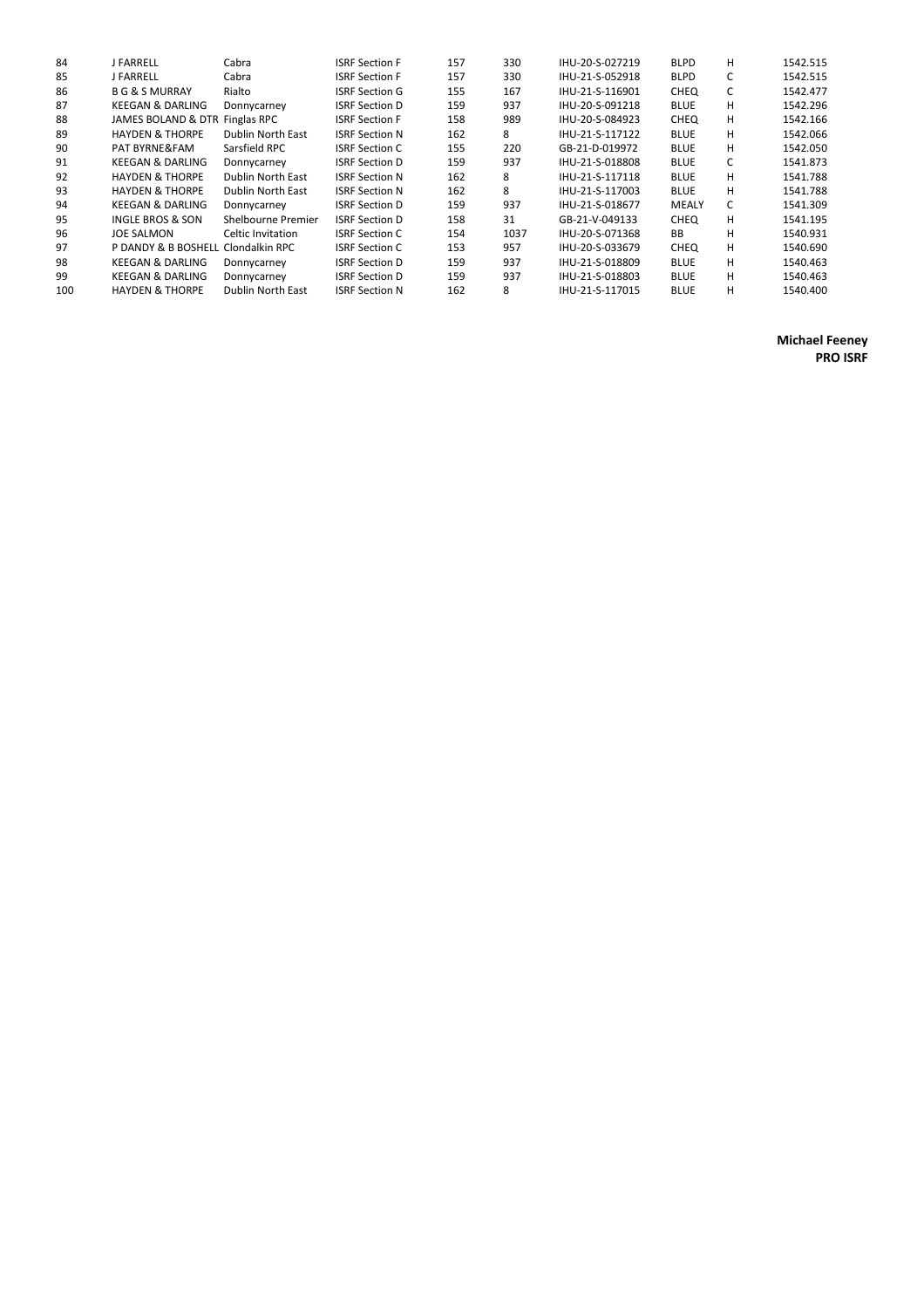| | | | | | | | | | |
|---|---|---|---|---|---|---|---|---|---|
| 84 | J FARRELL | Cabra | ISRF Section F | 157 | 330 | IHU-20-S-027219 | BLPD | H | 1542.515 |
| 85 | J FARRELL | Cabra | ISRF Section F | 157 | 330 | IHU-21-S-052918 | BLPD | C | 1542.515 |
| 86 | B G & S MURRAY | Rialto | ISRF Section G | 155 | 167 | IHU-21-S-116901 | CHEQ | C | 1542.477 |
| 87 | KEEGAN & DARLING | Donnycarney | ISRF Section D | 159 | 937 | IHU-20-S-091218 | BLUE | H | 1542.296 |
| 88 | JAMES BOLAND & DTR | Finglas RPC | ISRF Section F | 158 | 989 | IHU-20-S-084923 | CHEQ | H | 1542.166 |
| 89 | HAYDEN & THORPE | Dublin North East | ISRF Section N | 162 | 8 | IHU-21-S-117122 | BLUE | H | 1542.066 |
| 90 | PAT BYRNE&FAM | Sarsfield RPC | ISRF Section C | 155 | 220 | GB-21-D-019972 | BLUE | H | 1542.050 |
| 91 | KEEGAN & DARLING | Donnycarney | ISRF Section D | 159 | 937 | IHU-21-S-018808 | BLUE | C | 1541.873 |
| 92 | HAYDEN & THORPE | Dublin North East | ISRF Section N | 162 | 8 | IHU-21-S-117118 | BLUE | H | 1541.788 |
| 93 | HAYDEN & THORPE | Dublin North East | ISRF Section N | 162 | 8 | IHU-21-S-117003 | BLUE | H | 1541.788 |
| 94 | KEEGAN & DARLING | Donnycarney | ISRF Section D | 159 | 937 | IHU-21-S-018677 | MEALY | C | 1541.309 |
| 95 | INGLE BROS & SON | Shelbourne Premier | ISRF Section D | 158 | 31 | GB-21-V-049133 | CHEQ | H | 1541.195 |
| 96 | JOE SALMON | Celtic Invitation | ISRF Section C | 154 | 1037 | IHU-20-S-071368 | BB | H | 1540.931 |
| 97 | P DANDY & B BOSHELL | Clondalkin RPC | ISRF Section C | 153 | 957 | IHU-20-S-033679 | CHEQ | H | 1540.690 |
| 98 | KEEGAN & DARLING | Donnycarney | ISRF Section D | 159 | 937 | IHU-21-S-018809 | BLUE | H | 1540.463 |
| 99 | KEEGAN & DARLING | Donnycarney | ISRF Section D | 159 | 937 | IHU-21-S-018803 | BLUE | H | 1540.463 |
| 100 | HAYDEN & THORPE | Dublin North East | ISRF Section N | 162 | 8 | IHU-21-S-117015 | BLUE | H | 1540.400 |

**Michael Feeney**
**PRO ISRF**